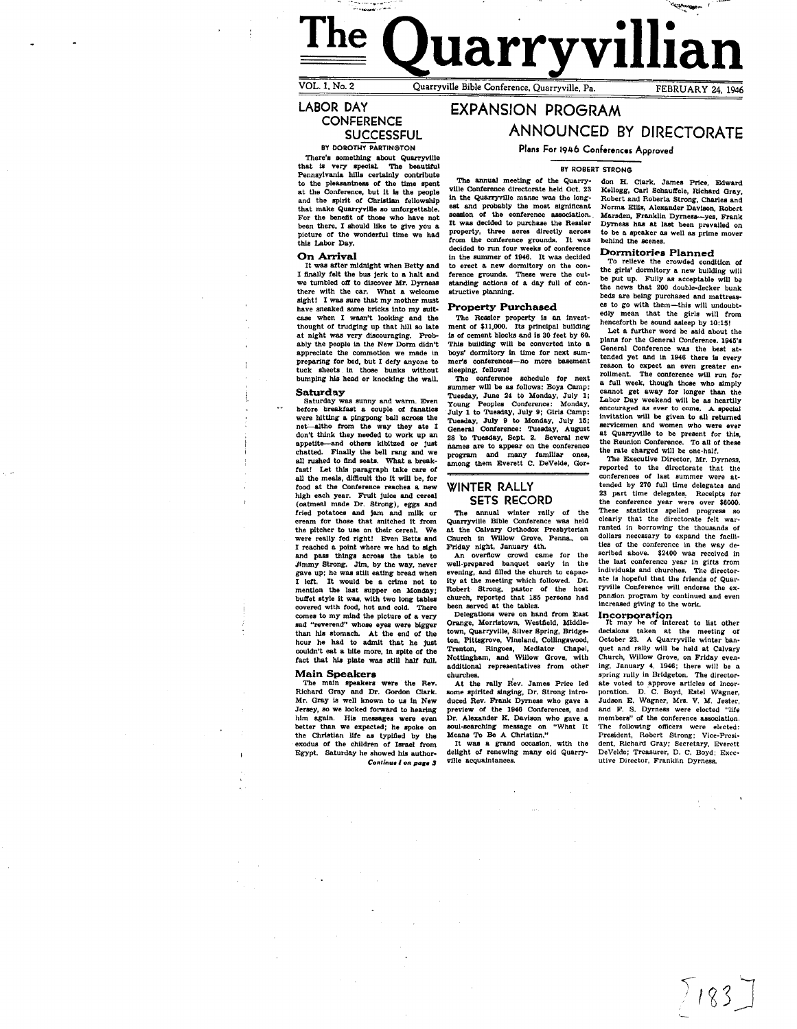# The Quarryvillian

VOL. 1, No. 2 — Quarryville Bible Conference, Quarryville, Pa. — FEBRUARY 24, 1946

## LABOR DAY CONFERENCE SUCCESSFUL

BY DOROTHY PARTINGTON

There's something about Quarryville that is very special. The beautiful Pennsylvania hills certainly contribute to the pleasantness of the time spent at the Conference, but it is the people and the spirit of Christian fellowship that make Quarryville so unforgettable. For the benefit of those who have not been there, I should like to give you a picture of the wonderful time we had this Labor Day.

### On Arrival

It was after midnight when Betty and I finally felt the bus jerk to a halt and we tumbled off to discover Mr. Dyrness there with the car. What a welcome sight! I was sure that my mother must have sneaked some bricks into my suitcase when I wasn't looking and the thought of trudging up that hill so late at night was very discouraging. Probably the people in the New Dorm didn't appreciate the commotion we made in preparing for bed, but I defy anyone to tuck sheets in those bunks without bumping his head or knocking the wall.

### Saturday

Saturday was sunny and warm. Even before breakfast a couple of fanatics were hitting a pingpong ball across the net—altho from the way they ate I don't think they needed to work up an appetite—and others kibitzed or just chatted. Finally the bell rang and we all rushed to find seats. What a breakfast! Let this paragraph take care of all the meals, difficult tho it will be, for food at the Conference reaches a new high each year. Fruit juice and cereal (oatmeal made Dr. Strong), eggs and fried potatoes and jam and milk or cream for those that snitched it from the pitcher to use on their cereal. We were really fed right! Even Betts and I reached a point where we had to sigh and pass things across the table to Jimmy Strong. Jim, by the way, never gave up; he was still eating bread when I left. It would be a crime not to mention the last supper on Monday; buffet style it was, with two long tables covered with food, hot and cold. There comes to my mind the picture of a very sad "reverend" whose eyes were bigger than his stomach. At the end of the hour he had to admit that he just couldn't eat a bite more, in spite of the fact that his plate was still half full.

### Main Speakers

The main speakers were the Rev. Richard Gray and Dr. Gordon Clark. Mr. Gray is well known to us in New Jersey, so we looked forward to hearing him again. His messages were even better than we expected; he spoke on the Christian life as typified by the exodus of the children of Israel from Egypt. Saturday he showed his author-

*Continued on page 3*

## EXPANSION PROGRAM ANNOUNCED BY DIRECTORATE

**Plans For 1946 Conferences Approved**

BY ROBERT STRONG

The annual meeting of the Quarryville Conference directorate held Oct. 23 in the Quarryville manse was the longest and probably the most significant session of the conference association. It was decided to purchase the Ressler property, three acres directly across from the conference grounds. It was decided to run four weeks of conference in the summer of 1946. It was decided to erect a new dormitory on the conference grounds. These were the outstanding actions of a day full of constructive planning.

### Property Purchased

The Ressler property is an investment of $11,000. Its principal building is of cement blocks and is 30 feet by 60. This building will be converted into a boys' dormitory in time for next summer's conferences—no more basement sleeping, fellows!

The conference schedule for next summer will be as follows: Boys Camp: Tuesday, June 24 to Monday, July 1; Young Peoples Conference: Monday, July 1 to Tuesday, July 9; Girls Camp: Tuesday, July 9 to Monday, July 15; General Conference: Tuesday, August 28 to Tuesday, Sept. 2. Several new names are to appear on the conference program and many familiar ones, among them Everett C. DeVelde, Gordon H. Clark, James Price, Edward Kellogg, Carl Schauffele, Richard Gray, Robert and Roberta Strong, Charles and Norma Ellis, Alexander Davison, Robert Marsden, Franklin Dyrness—yes, Frank Dyrness has at last been prevailed on to be a speaker as well as prime mover behind the scenes.

### Dormitories Planned

To relieve the crowded condition of the girls' dormitory a new building will be put up. Fully as acceptable will be the news that 200 double-decker bunk beds are being purchased and mattresses to go with them—this will undoubtedly mean that the girls will from henceforth be sound asleep by 10:15!

Let a further word be said about the plans for the General Conference. 1945's General Conference was the best attended yet and in 1946 there is every reason to expect an even greater enrollment. The conference will run for a full week, though those who simply cannot get away for longer than the Labor Day weekend will be as heartily encouraged as ever to come. A special invitation will be given to all returned servicemen and women who were ever at Quarryville to be present for this, the Reunion Conference. To all of these the rate charged will be one-half.

The Executive Director, Mr. Dyrness, reported to the directorate that the conferences of last summer were attended by 270 full time delegates and 23 part time delegates. Receipts for the conference year were over $6000. These statistics spelled progress so clearly that the directorate felt warranted in borrowing the thousands of dollars necessary to expand the facilities of the conference in the way described above. $2400 was received in the last conference year in gifts from individuals and churches. The directorate is hopeful that the friends of Quarryville Conference will endorse the expansion program by continued and even increased giving to the work.

### Incorporation

It may be of interest to list other decisions taken at the meeting of October 23. A Quarryville winter banquet and rally will be held at Calvary Church, Willow Grove, on Friday evening, January 4, 1946; there will be a spring rally in Bridgeton. The directorate voted to approve articles of incorporation. D. C. Boyd, Estel Wagner, Judson E. Wagner, Mrs. V. M. Jester, and F. S. Dyrness were elected "life members" of the conference association. The following officers were elected: President, Robert Strong; Vice-President, Richard Gray; Secretary, Everett DeVelde; Treasurer, D. C. Boyd; Executive Director, Franklin Dyrness.

## WINTER RALLY SETS RECORD

The annual winter rally of the Quarryville Bible Conference was held at the Calvary Orthodox Presbyterian Church in Willow Grove, Penna., on Friday night, January 4th.

An overflow crowd came for the well-prepared banquet early in the evening, and filled the church to capacity at the meeting which followed. Dr. Robert Strong, pastor of the host church, reported that 185 persons had been served at the tables.

Delegations were on hand from East Orange, Morristown, Westfield, Middletown, Quarryville, Silver Spring, Bridgeton, Pittsgrove, Vineland, Collingswood, Trenton, Ringoes, Mediator Chapel, Nottingham, and Willow Grove, with additional representatives from other churches.

At the rally Rev. James Price led some spirited singing, Dr. Strong introduced Rev. Frank Dyrness who gave a preview of the 1946 Conferences, and Dr. Alexander K. Davison who gave a soul-searching message on "What It Means To Be A Christian."

It was a grand occasion, with the delight of renewing many old Quarryville acquaintances.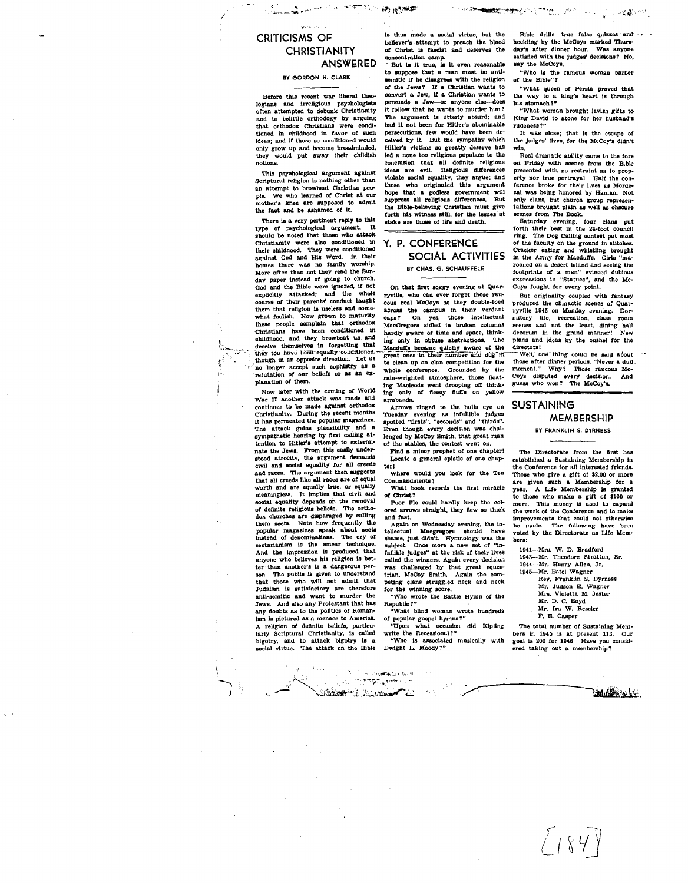## CRITICISMS OF CHRISTIANITY ANSWERED

BY GORDON H. CLARK

Before this recent war liberal theologians and irreligious psychologists often attempted to debunk Christianity and to belittle orthodoxy by arguing that orthodox Christians were conditioned in childhood in favor of such ideas; and if those so conditioned would only grow up and become broadminded, they would put away their childish notions.

This psychological argument against Scriptural religion is nothing other than an attempt to browbeat Christian people. We who learned of Christ at our mother's knee are supposed to admit the fact and be ashamed of it.

There is a very pertinent reply to this type of psychological argument. It should be noted that those who attack Christianity were also conditioned in their childhood. They were conditioned against God and His Word. In their homes there was no family worship. More often than not they read the Sunday paper instead of going to church. God and the Bible were ignored, if not explicitly attacked; and the whole course of their parents' conduct taught them that religion is useless and somewhat foolish. Now grown to maturity these people complain that orthodox Christians have been conditioned in childhood, and they browbeat us and deceive themselves in forgetting that they too have been equally conditioned, though in an opposite direction. Let us no longer accept such sophistry as a refutation of our beliefs or as an explanation of them.

Now later with the coming of World War II another attack was made and continues to be made against orthodox Christianity. During the recent months it has permeated the popular magazines. The attack gains plausibility and a sympathetic hearing by first calling attention to Hitler's attempt to exterminate the Jews. From this easily understood atrocity, the argument demands civil and social equality for all creeds and races. The argument then suggests that all creeds like all races are of equal worth and are equally true, or equally meaningless. It implies that civil and social equality depends on the removal of definite religious beliefs. The orthodox churches are disparaged by calling them sects. Note how frequently the popular magazines speak about sects instead of denominations. The cry of sectarianism is the smear technique. And the impression is produced that anyone who believes his religion is better than another's is a dangerous person. The public is given to understand that those who will not admit that Judaism is satisfactory are therefore anti-semitic and want to murder the Jews. And also any Protestant that has any doubts as to the politics of Romanism is pictured as a menace to America. A religion of definite beliefs, particularly Scriptural Christianity, is called bigotry, and to attack bigotry is a social virtue. The attack on the Bible is thus made a social virtue, but the believer's attempt to preach the blood of Christ is fascist and deserves the concentration camp.

But is it true, is it even reasonable to suppose that a man must be anti-semitic if he disagrees with the religion of the Jews? If a Christian wants to convert a Jew, if a Christian wants to persuade a Jew—or anyone else—does it follow that he wants to murder him? The argument is utterly absurd; and had it not been for Hitler's abominable persecutions, few would have been deceived by it. But the sympathy which Hitler's victims so greatly deserve has led a none too religious populace to the conclusion that all definite religious ideas are evil. Religious differences violate social equality, they argue; and those who originated this argument hope that a godless government will suppress all religious differences. But the Bible-believing Christian must give forth his witness still, for the issues at stake are those of life and death.

## Y. P. CONFERENCE SOCIAL ACTIVITIES

BY CHAS. G. SCHAUFFELE

On that first soggy evening at Quarryville, who can ever forget those raucous real McCoys as they double-toed across the campus in their verdant caps? Oh yes, those intellectual MacGregors sidled in broken columns hardly aware of time and space, thinking only in obtuse abstractions. The Macduffs became quietly aware of the great ones in their number and dug in to clean up on clan competition for the whole conference. Grounded by the rain-weighted atmosphere, those floating Macleods went drooping off thinking only of fleecy fluffs on yellow armbands.

Arrows zinged to the bulls eye on Tuesday evening as infallible judges spotted "firsts", "seconds" and "thirds". Even though every decision was challenged by McCoy Smith, that great man of the stables, the contest went on.

Find a minor prophet of one chapter!

Locate a general epistle of one chapter!

Where would you look for the Ten Commandments?

What book records the first miracle of Christ?

Poor Flo could hardly keep the colored arrows straight, they flew so thick and fast.

Again on Wednesday evening, the intellectual Macgregors should have shame, just didn't. Hymnology was the subject. Once more a new set of "infallible judges" at the risk of their lives called the winners. Again every decision was challenged by that great equestrian, McCoy Smith. Again the competing clans struggled neck and neck for the winning score.

"Who wrote the Battle Hymn of the Republic?"

"What blind woman wrote hundreds of popular gospel hymns?"

"Upon what occasion did Kipling write the Recessional?"

"Who is associated musically with Dwight L. Moody?"

Bible drills, true false quizzes and heckling by the McCoys marked Thursday's after dinner hour. Was anyone satisfied with the judges' decisions? No, say the McCoys.

"Who is the famous woman barber of the Bible"?

"What queen of Persia proved that the way to a king's heart is through his stomach?"

"What woman brought lavish gifts to King David to atone for her husband's rudeness?"

It was close; that is the escape of the judges' lives, for the McCoy's didn't win.

Real dramatic ability came to the fore on Friday with scenes from the Bible presented with no restraint as to propriety nor true portrayal. Half the conference broke for their lives as Mordecai was being honored by Haman. Not only clans, but church group representations brought plain as well as obscure scenes from The Book.

Saturday evening, four clans put forth their best in the 24-foot council ring. The Dog Calling contest put most of the faculty on the ground in stitches. Cracker eating and whistling brought in the Army for Macduffs. Girls "marooned on a desert island and seeing the footprints of a man" evinced dubious expressions in "Statues", and the McCoys fought for every point.

But originality coupled with fantasy produced the climactic scenes of Quarryville 1945 on Monday evening. Dormitory life, recreation, class room scenes and not the least, dining hall decorum in the grand manner! New plans and ideas by the bushel for the directors!

Well, one thing could be said about those after dinner periods, "Never a dull moment." Why? Those raucous McCoys disputed every decision. And guess who won? The McCoy's.

## SUSTAINING MEMBERSHIP

BY FRANKLIN S. DYRNESS

The Directorate from the first has established a Sustaining Membership in the Conference for all interested friends. Those who give a gift of $2.00 or more are given such a Membership for a year. A Life Membership is granted to those who make a gift of $100 or more. This money is used to expand the work of the Conference and to make improvements that could not otherwise be made. The following have been voted by the Directorate as Life Members:

1941—Mrs. W. D. Bradford
1943—Mr. Theodore Stratton, Sr.
1944—Mr. Henry Allen, Jr.
1945—Mr. Estel Wagner
Rev. Franklin S. Dyrness
Mr. Judson E. Wagner
Mrs. Violetta M. Jester
Mr. D. C. Boyd
Mr. Ira W. Ressler
F. E. Casper

The total number of Sustaining Members in 1945 is at present 113. Our goal is 200 for 1946. Have you considered taking out a membership?